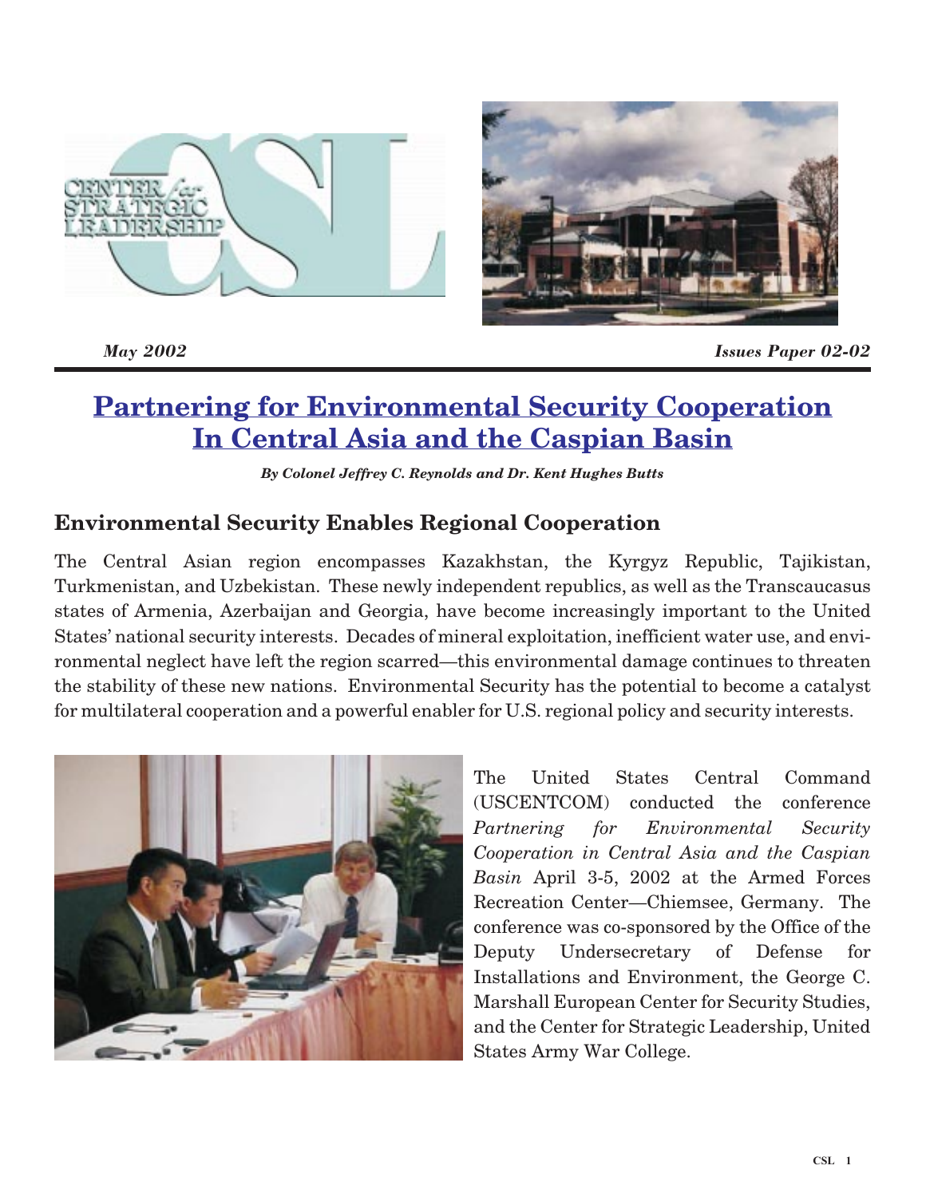May 2002

Issues Paper 02-02

# Partnering for Environmental Security Cooperation In Central Asia and the Caspian Basin

*By Colonel Jeffrey C. Reynolds and Dr. Kent Hughes Butts*

## Environmental Security Enables Regional Cooperation

The Central Asian region encompasses Kazakhstan, the Kyrgyz Republic, Tajikistan, Turkmenistan, and Uzbekistan. These newly independent republics, as well as the Transcaucasus states of Armenia, Azerbaijan and Georgia, have become increasingly important to the United States' national security interests. Decades of mineral exploitation, inefficient water use, and environmental neglect have left the region scarred—this environmental damage continues to threaten the stability of these new nations. Environmental Security has the potential to become a catalyst for multilateral cooperation and a powerful enabler for U.S. regional policy and security interests.

The United States Central Command (USCENTCOM) conducted the conference *Partnering for Environmental Security Cooperation in Central Asia and the Caspian Basin* April 3-5, 2002 at the Armed Forces Recreation Center—Chiemsee, Germany. The conference was co-sponsored by the Office of the Deputy Undersecretary of Defense for Installations and Environment, the George C. Marshall European Center for Security Studies, and the Center for Strategic Leadership, United States Army War College.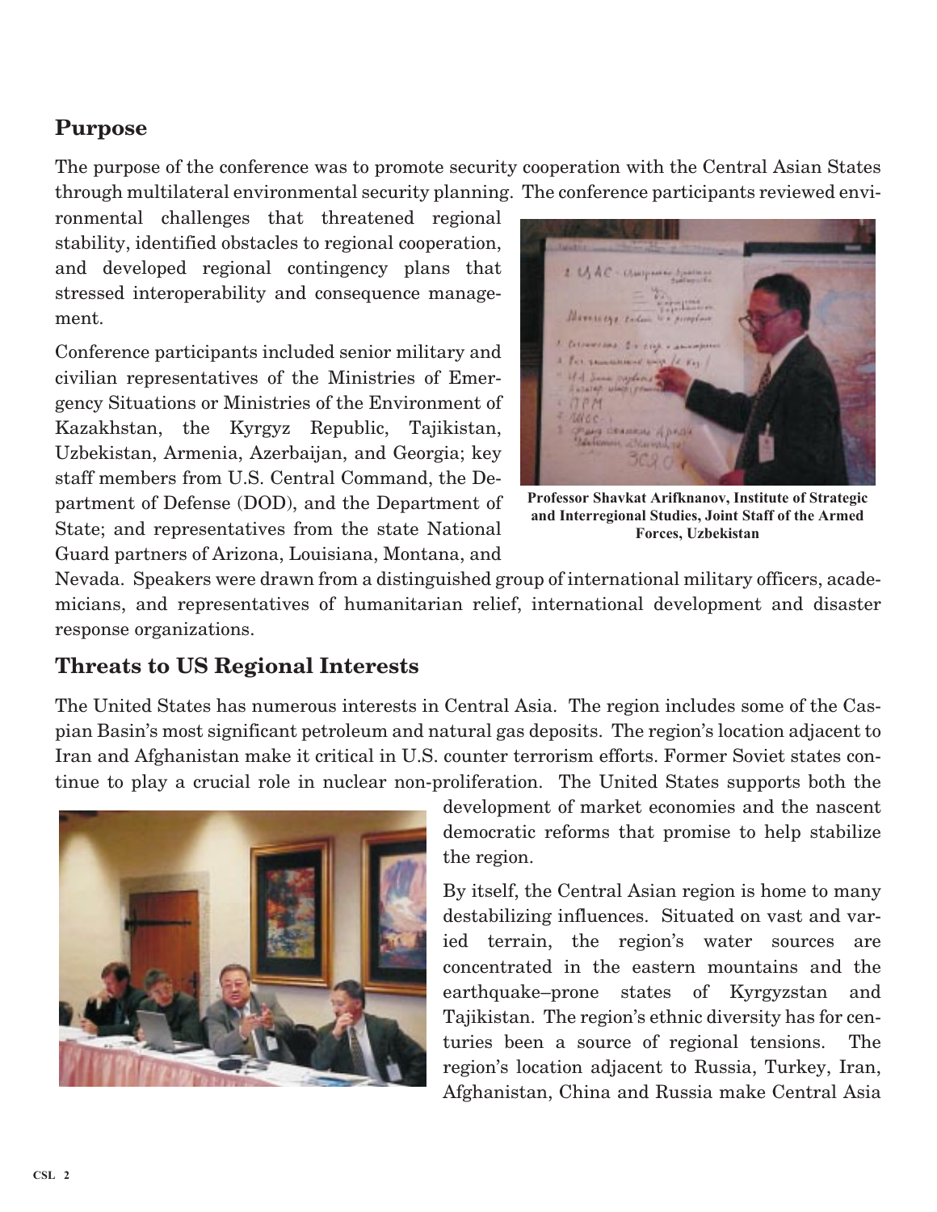## Purpose

The purpose of the conference was to promote security cooperation with the Central Asian States through multilateral environmental security planning. The conference participants reviewed environmental challenges that threatened regional stability, identified obstacles to regional cooperation, and developed regional contingency plans that stressed interoperability and consequence management.

Conference participants included senior military and civilian representatives of the Ministries of Emergency Situations or Ministries of the Environment of Kazakhstan, the Kyrgyz Republic, Tajikistan, Uzbekistan, Armenia, Azerbaijan, and Georgia; key staff members from U.S. Central Command, the Department of Defense (DOD), and the Department of State; and representatives from the state National Guard partners of Arizona, Louisiana, Montana, and Nevada. Speakers were drawn from a distinguished group of international military officers, academicians, and representatives of humanitarian relief, international development and disaster response organizations.

**Professor Shavkat Arifknanov, Institute of Strategic and Interregional Studies, Joint Staff of the Armed Forces, Uzbekistan**

## Threats to US Regional Interests

The United States has numerous interests in Central Asia. The region includes some of the Caspian Basin's most significant petroleum and natural gas deposits. The region's location adjacent to Iran and Afghanistan make it critical in U.S. counter terrorism efforts. Former Soviet states continue to play a crucial role in nuclear non-proliferation. The United States supports both the development of market economies and the nascent democratic reforms that promise to help stabilize the region.

By itself, the Central Asian region is home to many destabilizing influences. Situated on vast and varied terrain, the region's water sources are concentrated in the eastern mountains and the earthquake–prone states of Kyrgyzstan and Tajikistan. The region's ethnic diversity has for centuries been a source of regional tensions. The region's location adjacent to Russia, Turkey, Iran, Afghanistan, China and Russia make Central Asia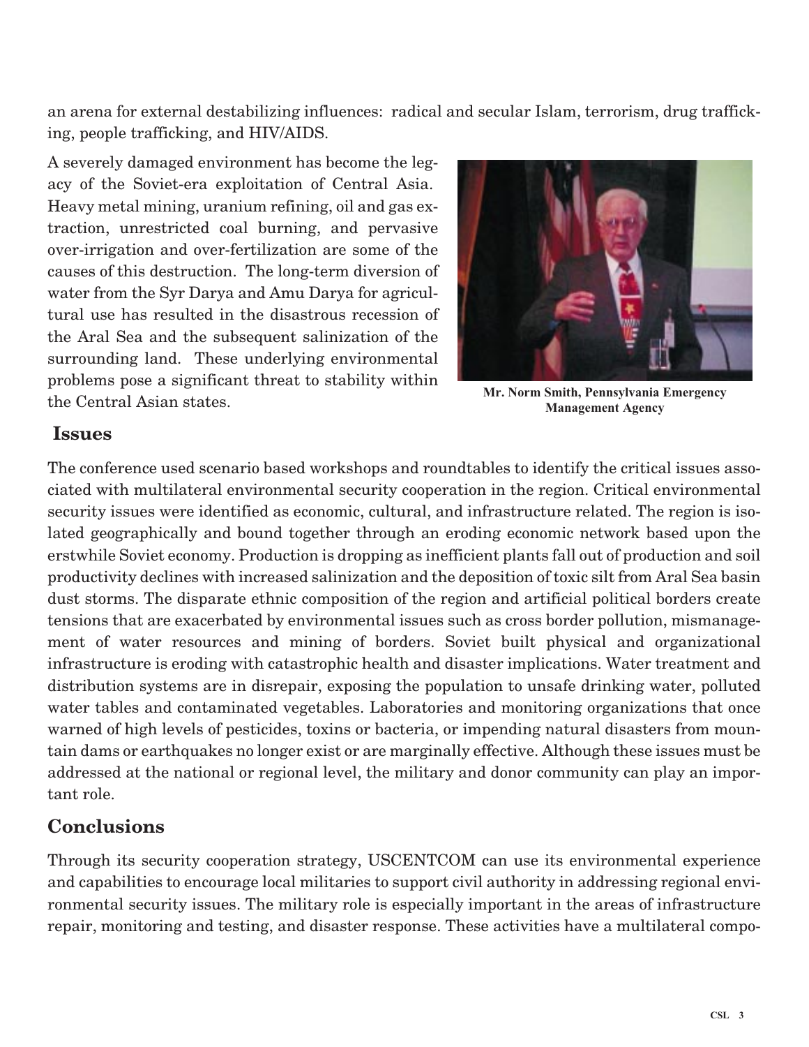an arena for external destabilizing influences: radical and secular Islam, terrorism, drug trafficking, people trafficking, and HIV/AIDS.

A severely damaged environment has become the legacy of the Soviet-era exploitation of Central Asia. Heavy metal mining, uranium refining, oil and gas extraction, unrestricted coal burning, and pervasive over-irrigation and over-fertilization are some of the causes of this destruction. The long-term diversion of water from the Syr Darya and Amu Darya for agricultural use has resulted in the disastrous recession of the Aral Sea and the subsequent salinization of the surrounding land. These underlying environmental problems pose a significant threat to stability within the Central Asian states.

**Mr. Norm Smith, Pennsylvania Emergency Management Agency**

## Issues

The conference used scenario based workshops and roundtables to identify the critical issues associated with multilateral environmental security cooperation in the region. Critical environmental security issues were identified as economic, cultural, and infrastructure related. The region is isolated geographically and bound together through an eroding economic network based upon the erstwhile Soviet economy. Production is dropping as inefficient plants fall out of production and soil productivity declines with increased salinization and the deposition of toxic silt from Aral Sea basin dust storms. The disparate ethnic composition of the region and artificial political borders create tensions that are exacerbated by environmental issues such as cross border pollution, mismanagement of water resources and mining of borders. Soviet built physical and organizational infrastructure is eroding with catastrophic health and disaster implications. Water treatment and distribution systems are in disrepair, exposing the population to unsafe drinking water, polluted water tables and contaminated vegetables. Laboratories and monitoring organizations that once warned of high levels of pesticides, toxins or bacteria, or impending natural disasters from mountain dams or earthquakes no longer exist or are marginally effective. Although these issues must be addressed at the national or regional level, the military and donor community can play an important role.

## Conclusions

Through its security cooperation strategy, USCENTCOM can use its environmental experience and capabilities to encourage local militaries to support civil authority in addressing regional environmental security issues. The military role is especially important in the areas of infrastructure repair, monitoring and testing, and disaster response. These activities have a multilateral compo-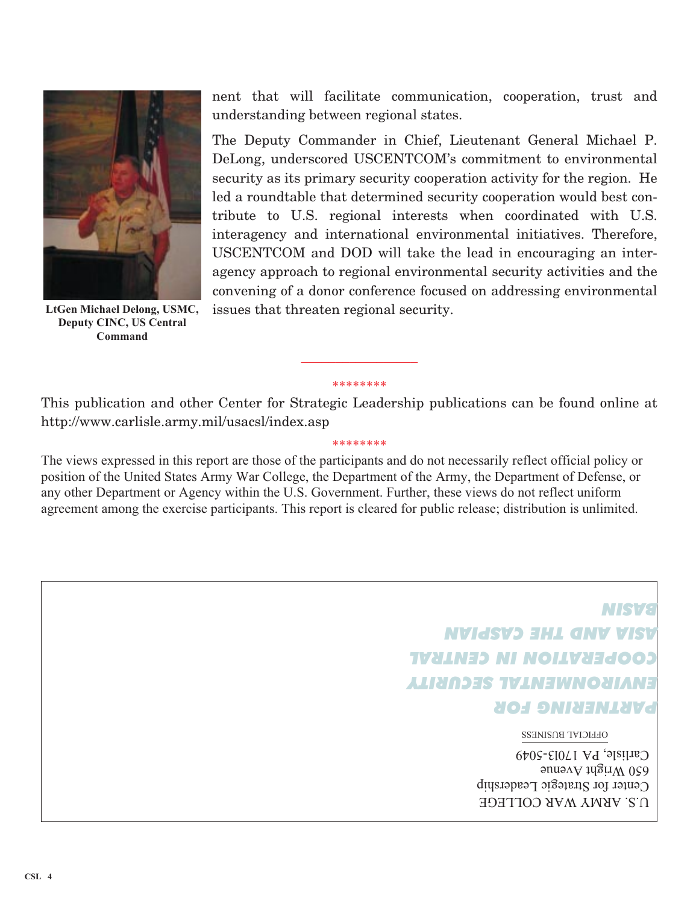nent that will facilitate communication, cooperation, trust and understanding between regional states.

The Deputy Commander in Chief, Lieutenant General Michael P. DeLong, underscored USCENTCOM's commitment to environmental security as its primary security cooperation activity for the region. He led a roundtable that determined security cooperation would best contribute to U.S. regional interests when coordinated with U.S. interagency and international environmental initiatives. Therefore, USCENTCOM and DOD will take the lead in encouraging an interagency approach to regional environmental security activities and the convening of a donor conference focused on addressing environmental issues that threaten regional security.

**LtGen Michael Delong, USMC, Deputy CINC, US Central Command**

---

********

This publication and other Center for Strategic Leadership publications can be found online at http://www.carlisle.army.mil/usacsl/index.asp

********

The views expressed in this report are those of the participants and do not necessarily reflect official policy or position of the United States Army War College, the Department of the Army, the Department of Defense, or any other Department or Agency within the U.S. Government. Further, these views do not reflect uniform agreement among the exercise participants. This report is cleared for public release; distribution is unlimited.

U.S. ARMY WAR COLLEGE
Center for Strategic Leadership
650 Wright Avenue
Carlisle, PA 17013-5049

OFFICIAL BUSINESS

**PARTNERING FOR ENVIRONMENTAL SECURITY COOPERATION IN CENTRAL ASIA AND THE CASPIAN BASIN**